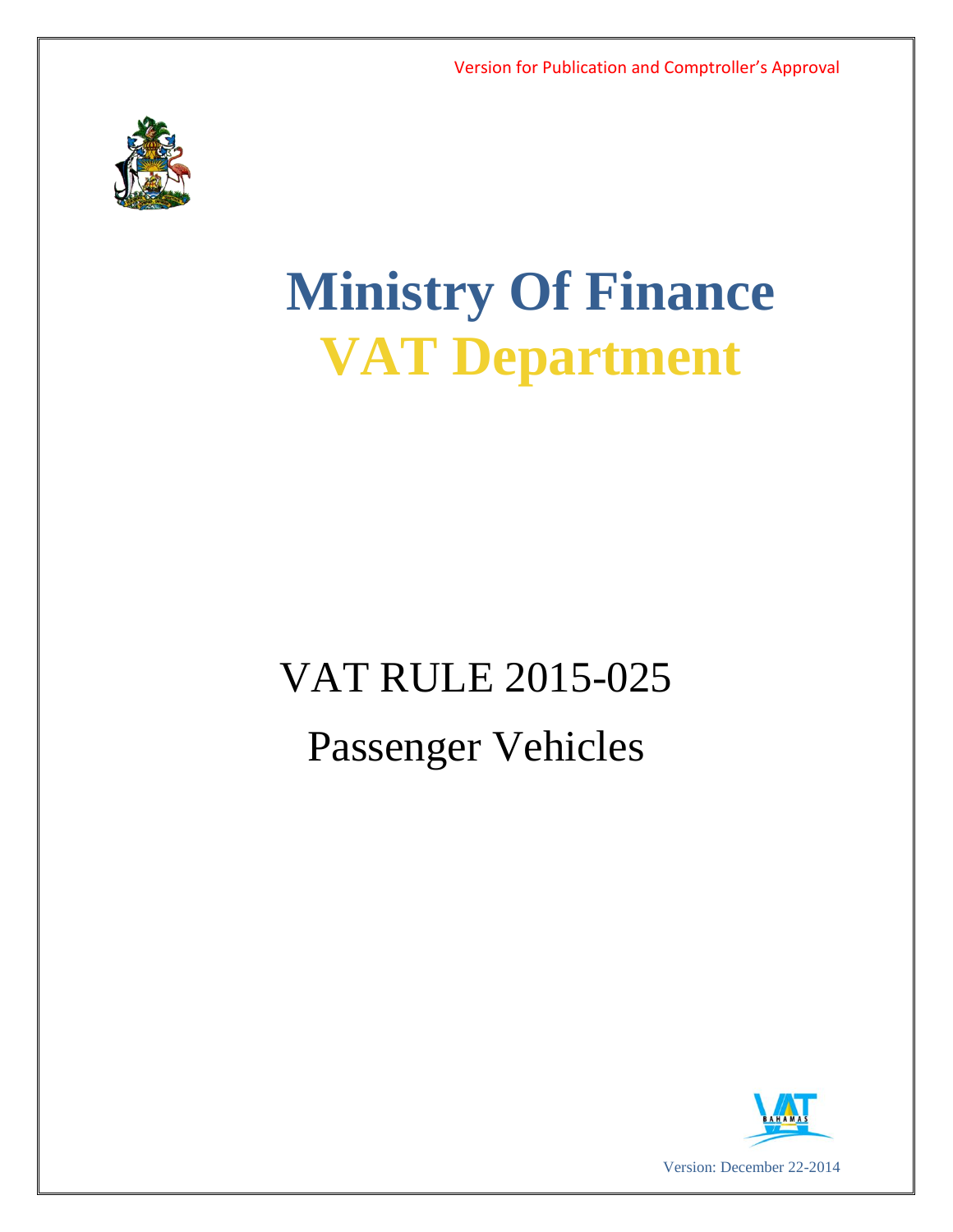Version for Publication and Comptroller's Approval

# Ministry Of Finance

# VAT Department

## VAT RULE 2015-025

## Passenger Vehicles

Version: December 22-2014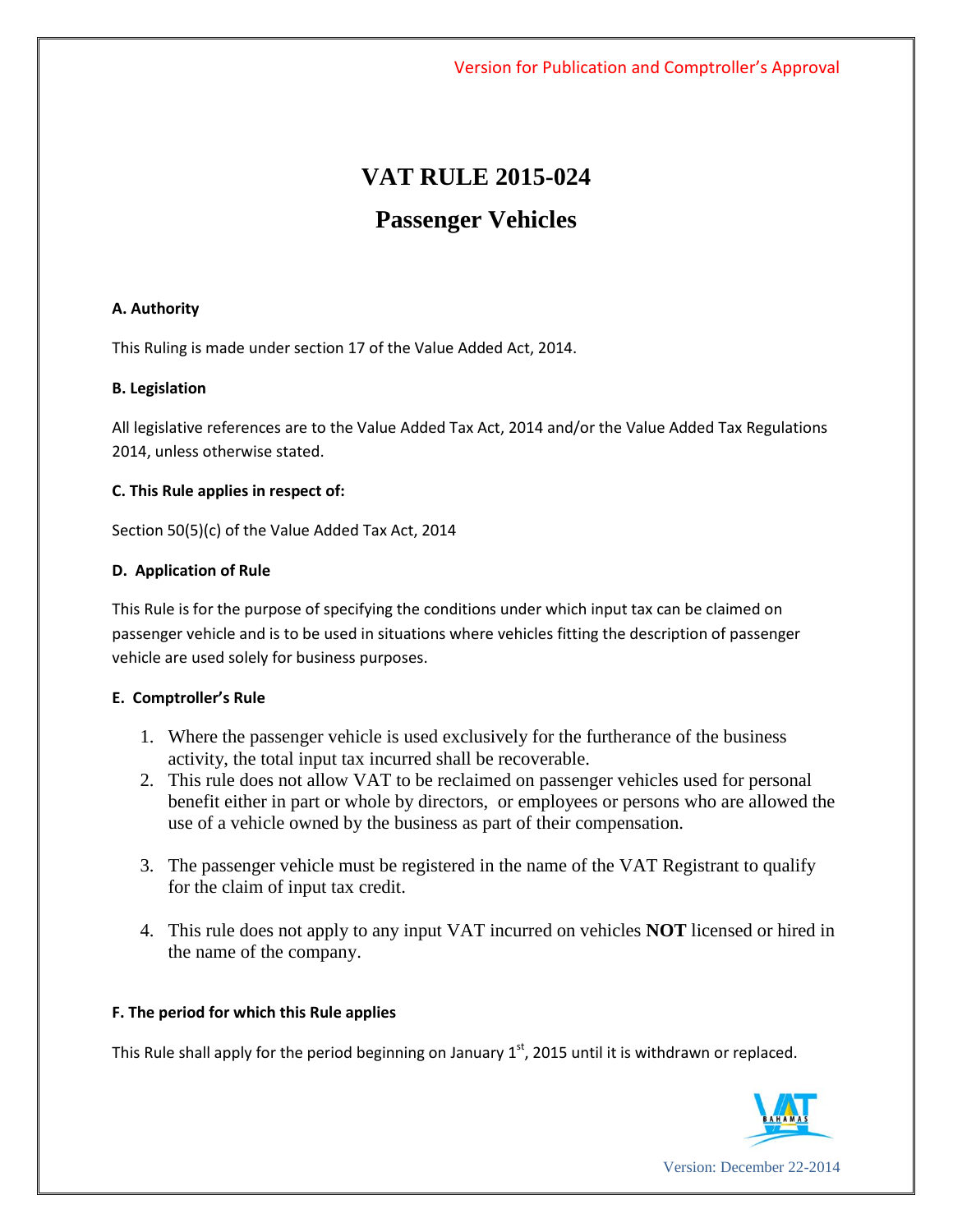Version for Publication and Comptroller's Approval

# VAT RULE 2015-024

## Passenger Vehicles

**A. Authority**

This Ruling is made under section 17 of the Value Added Act, 2014.

**B. Legislation**

All legislative references are to the Value Added Tax Act, 2014 and/or the Value Added Tax Regulations 2014, unless otherwise stated.

**C. This Rule applies in respect of:**

Section 50(5)(c) of the Value Added Tax Act, 2014

**D. Application of Rule**

This Rule is for the purpose of specifying the conditions under which input tax can be claimed on passenger vehicle and is to be used in situations where vehicles fitting the description of passenger vehicle are used solely for business purposes.

**E. Comptroller's Rule**

1. Where the passenger vehicle is used exclusively for the furtherance of the business activity, the total input tax incurred shall be recoverable.
2. This rule does not allow VAT to be reclaimed on passenger vehicles used for personal benefit either in part or whole by directors, or employees or persons who are allowed the use of a vehicle owned by the business as part of their compensation.
3. The passenger vehicle must be registered in the name of the VAT Registrant to qualify for the claim of input tax credit.
4. This rule does not apply to any input VAT incurred on vehicles **NOT** licensed or hired in the name of the company.

**F. The period for which this Rule applies**

This Rule shall apply for the period beginning on January 1st, 2015 until it is withdrawn or replaced.

Version: December 22-2014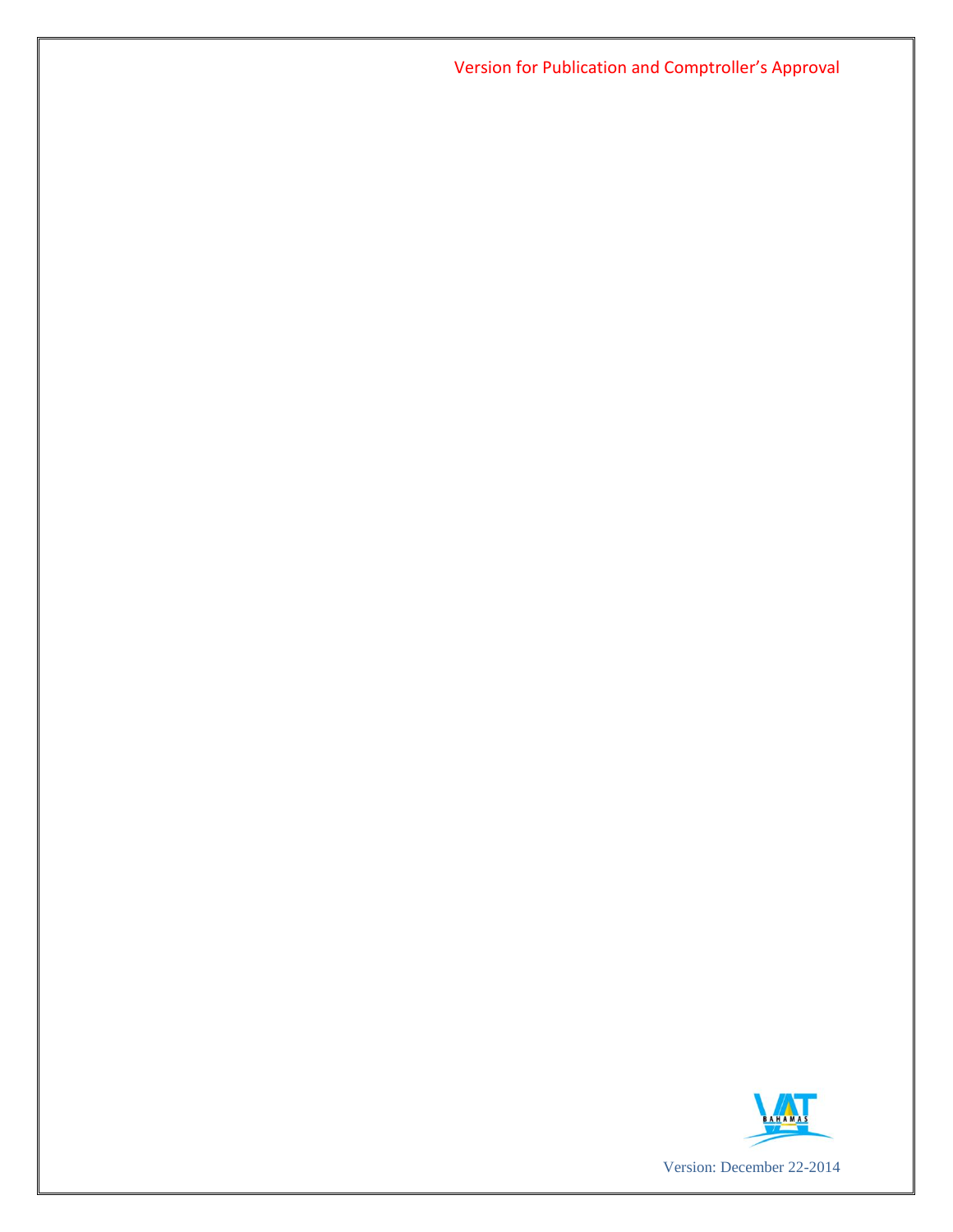Version for Publication and Comptroller's Approval

VAT BAHAMAS

Version: December 22-2014